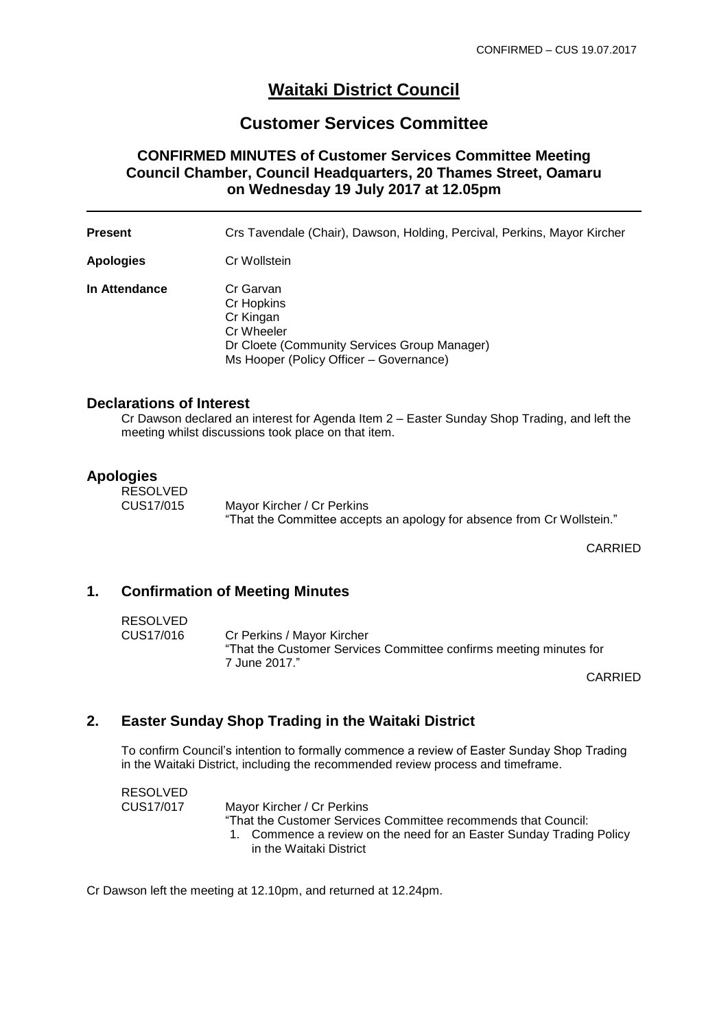CONFIRMED – CUS 19.07.2017

# Waitaki District Council

## Customer Services Committee

### CONFIRMED MINUTES of Customer Services Committee Meeting Council Chamber, Council Headquarters, 20 Thames Street, Oamaru on Wednesday 19 July 2017 at 12.05pm

---

**Present** Crs Tavendale (Chair), Dawson, Holding, Percival, Perkins, Mayor Kircher

**Apologies** Cr Wollstein

**In Attendance** Cr Garvan
Cr Hopkins
Cr Kingan
Cr Wheeler
Dr Cloete (Community Services Group Manager)
Ms Hooper (Policy Officer – Governance)

## Declarations of Interest

Cr Dawson declared an interest for Agenda Item 2 – Easter Sunday Shop Trading, and left the meeting whilst discussions took place on that item.

## Apologies

RESOLVED
CUS17/015 Mayor Kircher / Cr Perkins
"That the Committee accepts an apology for absence from Cr Wollstein."

CARRIED

## 1. Confirmation of Meeting Minutes

RESOLVED
CUS17/016 Cr Perkins / Mayor Kircher
"That the Customer Services Committee confirms meeting minutes for 7 June 2017."

CARRIED

## 2. Easter Sunday Shop Trading in the Waitaki District

To confirm Council's intention to formally commence a review of Easter Sunday Shop Trading in the Waitaki District, including the recommended review process and timeframe.

RESOLVED
CUS17/017 Mayor Kircher / Cr Perkins
"That the Customer Services Committee recommends that Council:

1. Commence a review on the need for an Easter Sunday Trading Policy in the Waitaki District

Cr Dawson left the meeting at 12.10pm, and returned at 12.24pm.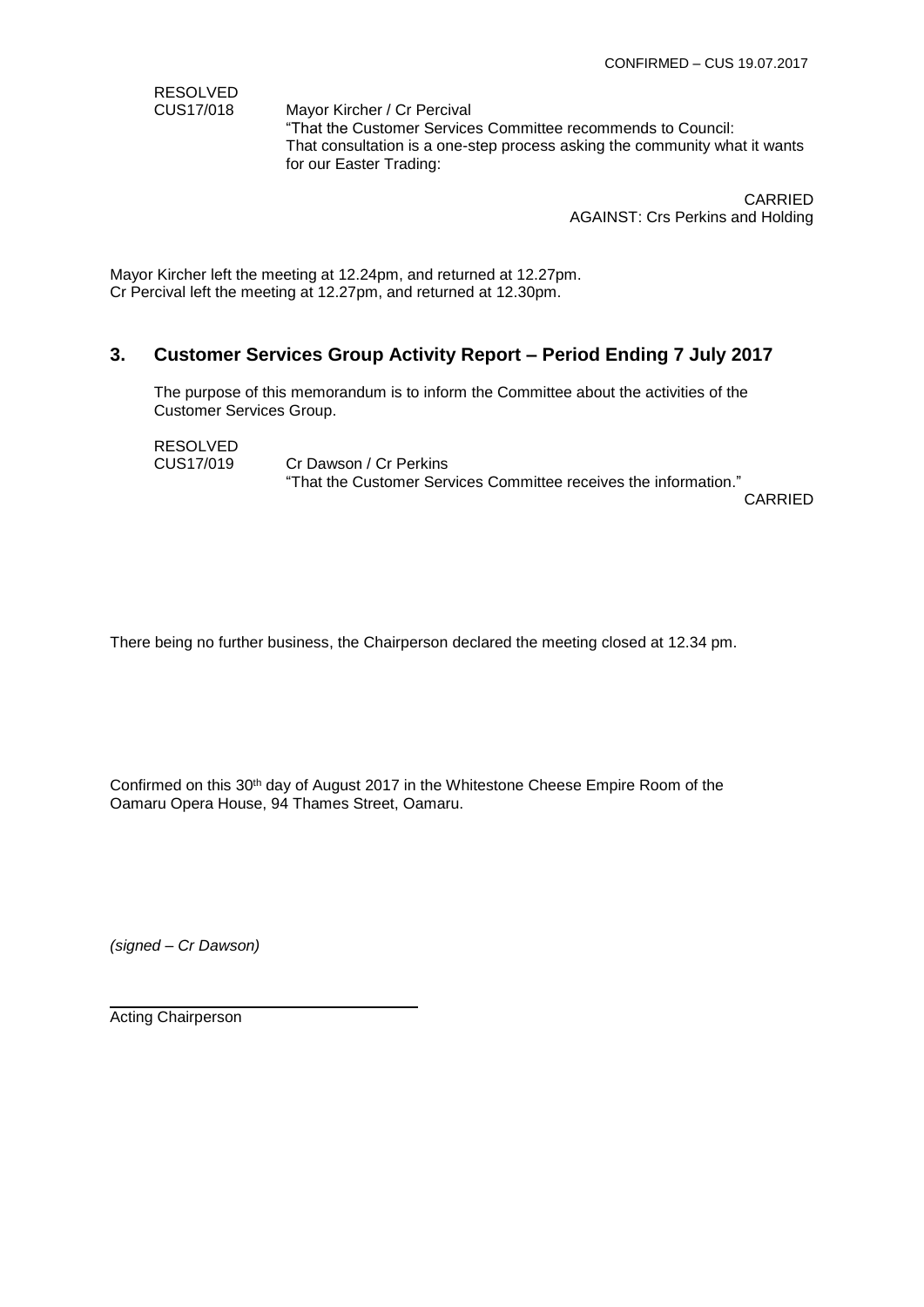RESOLVED
CUS17/018 Mayor Kircher / Cr Percival
"That the Customer Services Committee recommends to Council:
That consultation is a one-step process asking the community what it wants for our Easter Trading:

CARRIED
AGAINST: Crs Perkins and Holding

Mayor Kircher left the meeting at 12.24pm, and returned at 12.27pm.
Cr Percival left the meeting at 12.27pm, and returned at 12.30pm.

## 3. Customer Services Group Activity Report – Period Ending 7 July 2017

The purpose of this memorandum is to inform the Committee about the activities of the Customer Services Group.

RESOLVED
CUS17/019 Cr Dawson / Cr Perkins
"That the Customer Services Committee receives the information."

CARRIED

There being no further business, the Chairperson declared the meeting closed at 12.34 pm.

Confirmed on this 30th day of August 2017 in the Whitestone Cheese Empire Room of the Oamaru Opera House, 94 Thames Street, Oamaru.

*(signed – Cr Dawson)*

Acting Chairperson